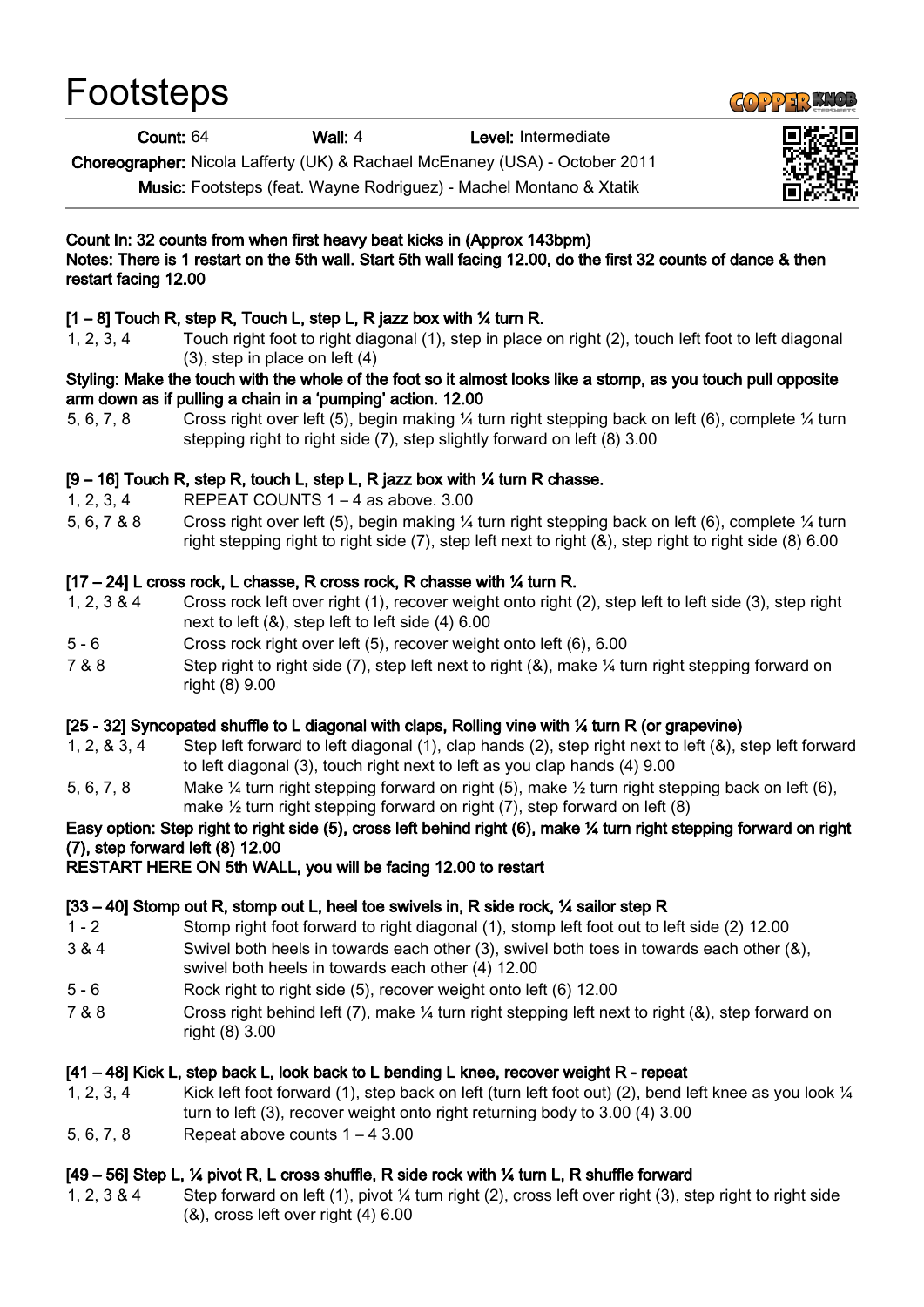# Footsteps

**Count:** 64 **Wall:** 4 **Level:** Intermediate

**Choreographer:** Nicola Lafferty (UK) & Rachael McEnaney (USA) - October 2011

**Music:** Footsteps (feat. Wayne Rodriguez) - Machel Montano & Xtatik

**Count In: 32 counts from when first heavy beat kicks in (Approx 143bpm)**
**Notes: There is 1 restart on the 5th wall. Start 5th wall facing 12.00, do the first 32 counts of dance & then restart facing 12.00**

**[1 – 8] Touch R, step R, Touch L, step L, R jazz box with ¼ turn R.**

1, 2, 3, 4 Touch right foot to right diagonal (1), step in place on right (2), touch left foot to left diagonal (3), step in place on left (4)

**Styling: Make the touch with the whole of the foot so it almost looks like a stomp, as you touch pull opposite arm down as if pulling a chain in a 'pumping' action. 12.00**

5, 6, 7, 8 Cross right over left (5), begin making ¼ turn right stepping back on left (6), complete ¼ turn stepping right to right side (7), step slightly forward on left (8) 3.00

**[9 – 16] Touch R, step R, touch L, step L, R jazz box with ¼ turn R chasse.**

1, 2, 3, 4 REPEAT COUNTS 1 – 4 as above. 3.00

5, 6, 7 & 8 Cross right over left (5), begin making ¼ turn right stepping back on left (6), complete ¼ turn right stepping right to right side (7), step left next to right (&), step right to right side (8) 6.00

**[17 – 24] L cross rock, L chasse, R cross rock, R chasse with ¼ turn R.**

1, 2, 3 & 4 Cross rock left over right (1), recover weight onto right (2), step left to left side (3), step right next to left (&), step left to left side (4) 6.00

5 - 6 Cross rock right over left (5), recover weight onto left (6), 6.00

7 & 8 Step right to right side (7), step left next to right (&), make ¼ turn right stepping forward on right (8) 9.00

**[25 - 32] Syncopated shuffle to L diagonal with claps, Rolling vine with ¼ turn R (or grapevine)**

1, 2, & 3, 4 Step left forward to left diagonal (1), clap hands (2), step right next to left (&), step left forward to left diagonal (3), touch right next to left as you clap hands (4) 9.00

5, 6, 7, 8 Make ¼ turn right stepping forward on right (5), make ½ turn right stepping back on left (6), make ½ turn right stepping forward on right (7), step forward on left (8)

**Easy option: Step right to right side (5), cross left behind right (6), make ¼ turn right stepping forward on right (7), step forward left (8) 12.00**

**RESTART HERE ON 5th WALL, you will be facing 12.00 to restart**

**[33 – 40] Stomp out R, stomp out L, heel toe swivels in, R side rock, ¼ sailor step R**

1 - 2 Stomp right foot forward to right diagonal (1), stomp left foot out to left side (2) 12.00

3 & 4 Swivel both heels in towards each other (3), swivel both toes in towards each other (&), swivel both heels in towards each other (4) 12.00

5 - 6 Rock right to right side (5), recover weight onto left (6) 12.00

7 & 8 Cross right behind left (7), make ¼ turn right stepping left next to right (&), step forward on right (8) 3.00

**[41 – 48] Kick L, step back L, look back to L bending L knee, recover weight R - repeat**

1, 2, 3, 4 Kick left foot forward (1), step back on left (turn left foot out) (2), bend left knee as you look ¼ turn to left (3), recover weight onto right returning body to 3.00 (4) 3.00

5, 6, 7, 8 Repeat above counts 1 – 4 3.00

**[49 – 56] Step L, ¼ pivot R, L cross shuffle, R side rock with ¼ turn L, R shuffle forward**

1, 2, 3 & 4 Step forward on left (1), pivot ¼ turn right (2), cross left over right (3), step right to right side (&), cross left over right (4) 6.00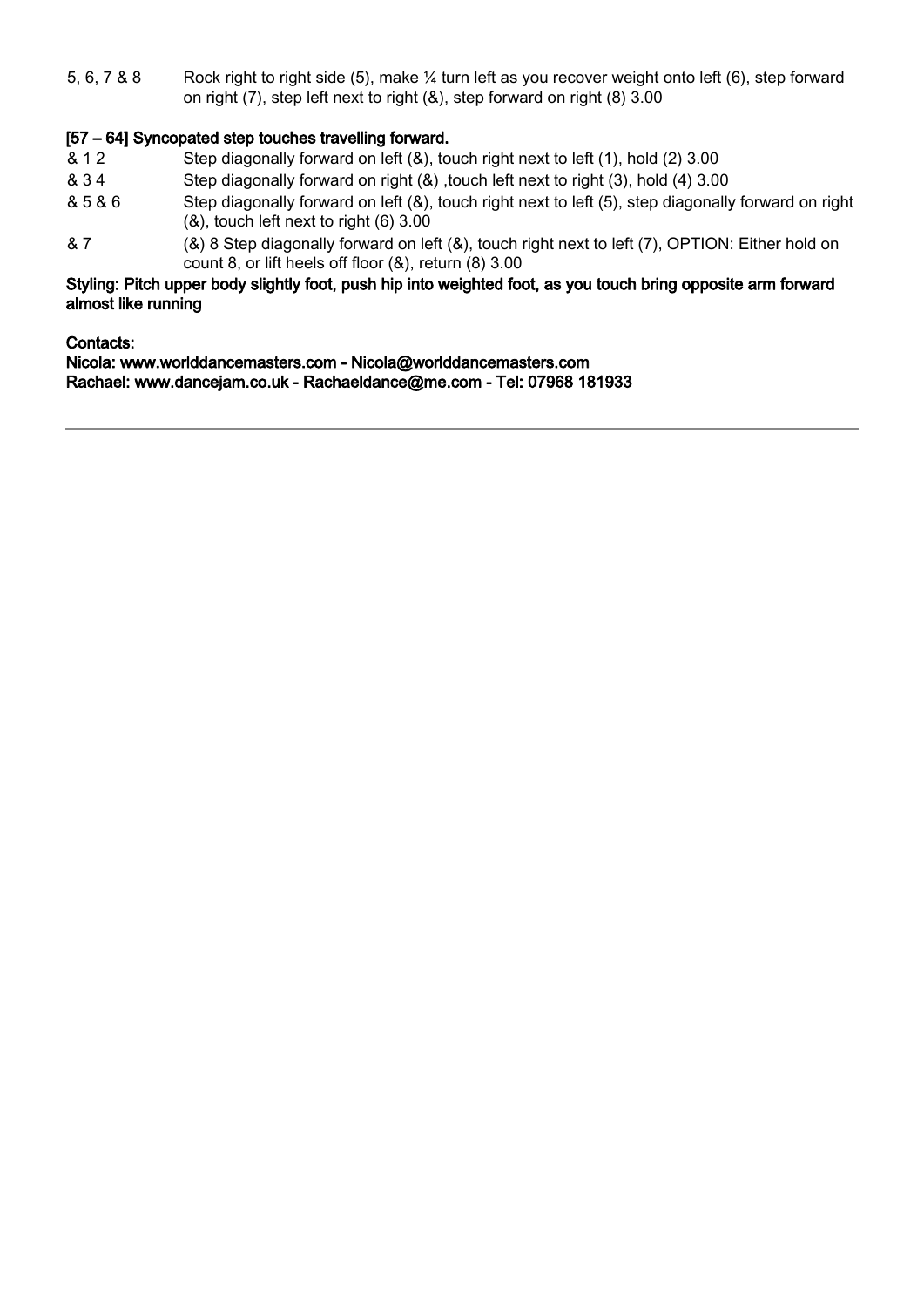| | |
|---|---|
| 5, 6, 7 & 8 | Rock right to right side (5), make ¼ turn left as you recover weight onto left (6), step forward on right (7), step left next to right (&), step forward on right (8) 3.00 |

**[57 – 64] Syncopated step touches travelling forward.**

| | |
|---|---|
| & 1 2 | Step diagonally forward on left (&), touch right next to left (1), hold (2) 3.00 |
| & 3 4 | Step diagonally forward on right (&) ,touch left next to right (3), hold (4) 3.00 |
| & 5 & 6 | Step diagonally forward on left (&), touch right next to left (5), step diagonally forward on right (&), touch left next to right (6) 3.00 |
| & 7 | (&) 8 Step diagonally forward on left (&), touch right next to left (7), OPTION: Either hold on count 8, or lift heels off floor (&), return (8) 3.00 |

**Styling: Pitch upper body slightly foot, push hip into weighted foot, as you touch bring opposite arm forward almost like running**

**Contacts:**
**Nicola: www.worlddancemasters.com - Nicola@worlddancemasters.com**
**Rachael: www.dancejam.co.uk - Rachaeldance@me.com - Tel: 07968 181933**

---